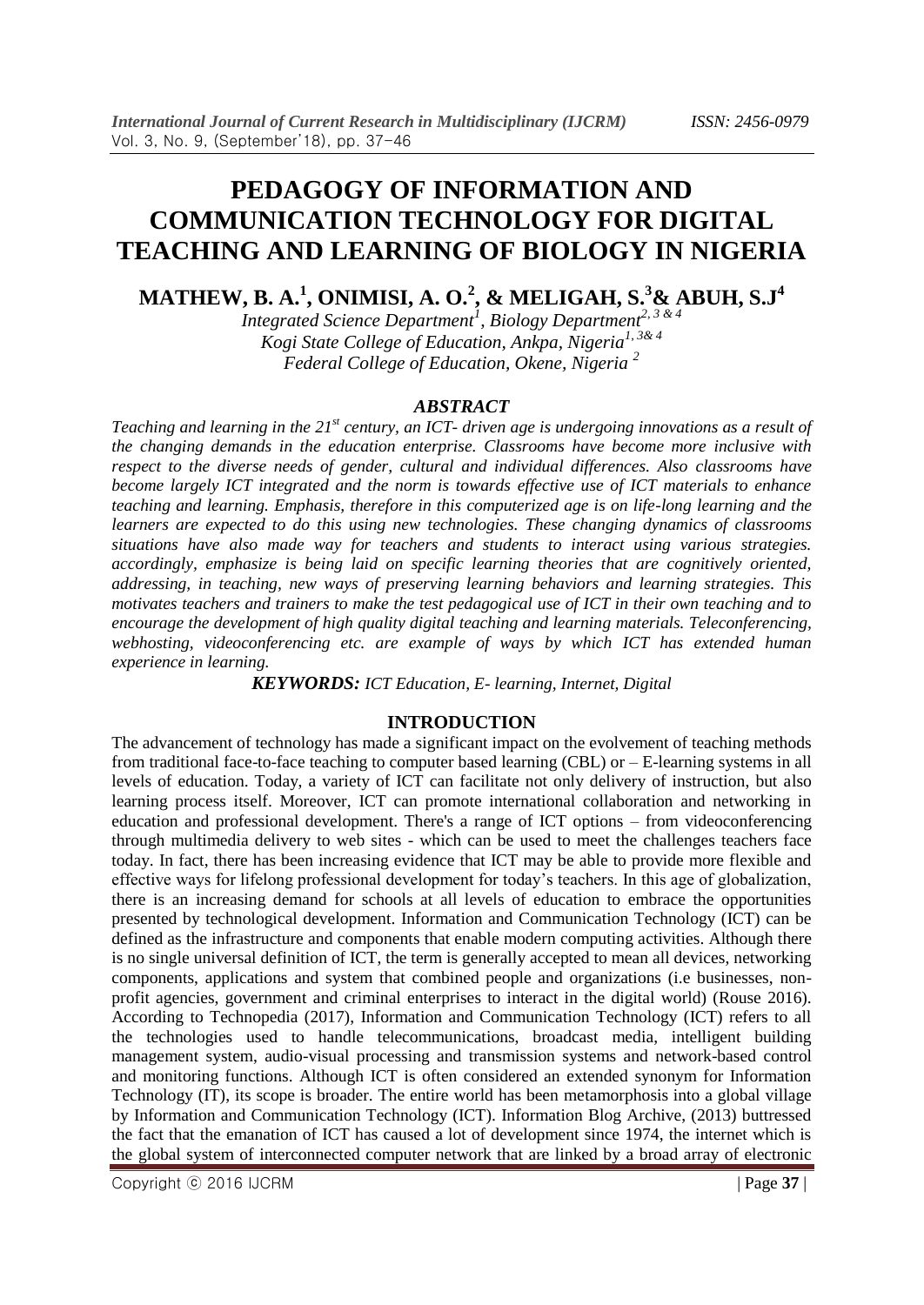# PEDAGOGY OF INFORMATION AND COMMUNICATION TECHNOLOGY FOR DIGITAL TEACHING AND LEARNING OF BIOLOGY IN NIGERIA

**MATHEW, B. A.[1], ONIMISI, A. O.[2], & MELIGAH, S.[3]& ABUH, S.J[4]**

*Integrated Science Department[1], Biology Department[2, 3 & 4]*
*Kogi State College of Education, Ankpa, Nigeria[1, 3& 4]*
*Federal College of Education, Okene, Nigeria [2]*

## ABSTRACT

*Teaching and learning in the 21st century, an ICT- driven age is undergoing innovations as a result of the changing demands in the education enterprise. Classrooms have become more inclusive with respect to the diverse needs of gender, cultural and individual differences. Also classrooms have become largely ICT integrated and the norm is towards effective use of ICT materials to enhance teaching and learning. Emphasis, therefore in this computerized age is on life-long learning and the learners are expected to do this using new technologies. These changing dynamics of classrooms situations have also made way for teachers and students to interact using various strategies. accordingly, emphasize is being laid on specific learning theories that are cognitively oriented, addressing, in teaching, new ways of preserving learning behaviors and learning strategies. This motivates teachers and trainers to make the test pedagogical use of ICT in their own teaching and to encourage the development of high quality digital teaching and learning materials. Teleconferencing, webhosting, videoconferencing etc. are example of ways by which ICT has extended human experience in learning.*

***KEYWORDS:** ICT Education, E- learning, Internet, Digital*

## INTRODUCTION

The advancement of technology has made a significant impact on the evolvement of teaching methods from traditional face-to-face teaching to computer based learning (CBL) or – E-learning systems in all levels of education. Today, a variety of ICT can facilitate not only delivery of instruction, but also learning process itself. Moreover, ICT can promote international collaboration and networking in education and professional development. There's a range of ICT options – from videoconferencing through multimedia delivery to web sites - which can be used to meet the challenges teachers face today. In fact, there has been increasing evidence that ICT may be able to provide more flexible and effective ways for lifelong professional development for today's teachers. In this age of globalization, there is an increasing demand for schools at all levels of education to embrace the opportunities presented by technological development. Information and Communication Technology (ICT) can be defined as the infrastructure and components that enable modern computing activities. Although there is no single universal definition of ICT, the term is generally accepted to mean all devices, networking components, applications and system that combined people and organizations (i.e businesses, non-profit agencies, government and criminal enterprises to interact in the digital world) (Rouse 2016). According to Technopedia (2017), Information and Communication Technology (ICT) refers to all the technologies used to handle telecommunications, broadcast media, intelligent building management system, audio-visual processing and transmission systems and network-based control and monitoring functions. Although ICT is often considered an extended synonym for Information Technology (IT), its scope is broader. The entire world has been metamorphosis into a global village by Information and Communication Technology (ICT). Information Blog Archive, (2013) buttressed the fact that the emanation of ICT has caused a lot of development since 1974, the internet which is the global system of interconnected computer network that are linked by a broad array of electronic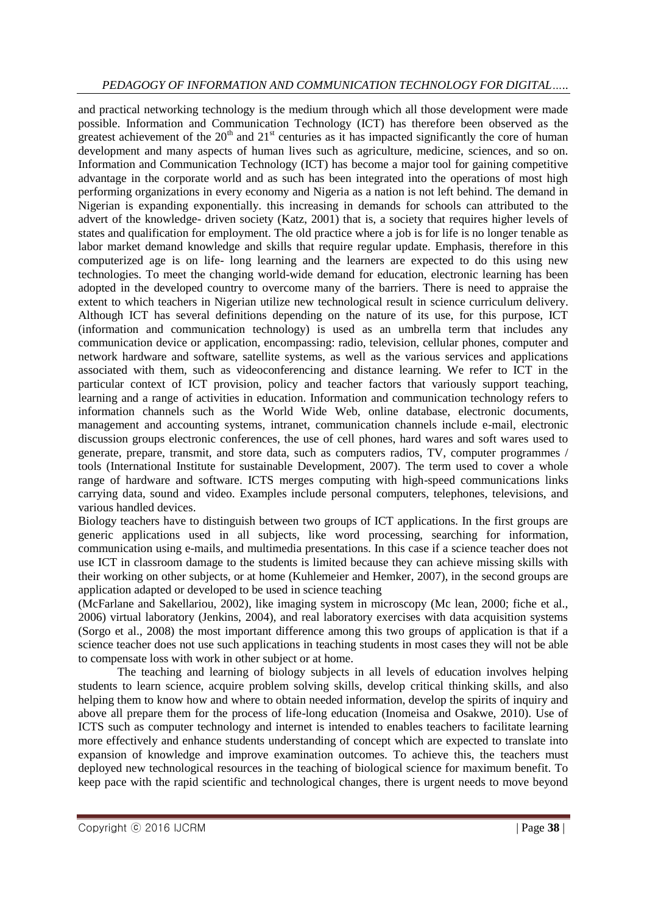and practical networking technology is the medium through which all those development were made possible. Information and Communication Technology (ICT) has therefore been observed as the greatest achievement of the 20th and 21st centuries as it has impacted significantly the core of human development and many aspects of human lives such as agriculture, medicine, sciences, and so on. Information and Communication Technology (ICT) has become a major tool for gaining competitive advantage in the corporate world and as such has been integrated into the operations of most high performing organizations in every economy and Nigeria as a nation is not left behind. The demand in Nigerian is expanding exponentially. this increasing in demands for schools can attributed to the advert of the knowledge- driven society (Katz, 2001) that is, a society that requires higher levels of states and qualification for employment. The old practice where a job is for life is no longer tenable as labor market demand knowledge and skills that require regular update. Emphasis, therefore in this computerized age is on life- long learning and the learners are expected to do this using new technologies. To meet the changing world-wide demand for education, electronic learning has been adopted in the developed country to overcome many of the barriers. There is need to appraise the extent to which teachers in Nigerian utilize new technological result in science curriculum delivery. Although ICT has several definitions depending on the nature of its use, for this purpose, ICT (information and communication technology) is used as an umbrella term that includes any communication device or application, encompassing: radio, television, cellular phones, computer and network hardware and software, satellite systems, as well as the various services and applications associated with them, such as videoconferencing and distance learning. We refer to ICT in the particular context of ICT provision, policy and teacher factors that variously support teaching, learning and a range of activities in education. Information and communication technology refers to information channels such as the World Wide Web, online database, electronic documents, management and accounting systems, intranet, communication channels include e-mail, electronic discussion groups electronic conferences, the use of cell phones, hard wares and soft wares used to generate, prepare, transmit, and store data, such as computers radios, TV, computer programmes / tools (International Institute for sustainable Development, 2007). The term used to cover a whole range of hardware and software. ICTS merges computing with high-speed communications links carrying data, sound and video. Examples include personal computers, telephones, televisions, and various handled devices.

Biology teachers have to distinguish between two groups of ICT applications. In the first groups are generic applications used in all subjects, like word processing, searching for information, communication using e-mails, and multimedia presentations. In this case if a science teacher does not use ICT in classroom damage to the students is limited because they can achieve missing skills with their working on other subjects, or at home (Kuhlemeier and Hemker, 2007), in the second groups are application adapted or developed to be used in science teaching (McFarlane and Sakellariou, 2002), like imaging system in microscopy (Mc lean, 2000; fiche et al., 2006) virtual laboratory (Jenkins, 2004), and real laboratory exercises with data acquisition systems (Sorgo et al., 2008) the most important difference among this two groups of application is that if a science teacher does not use such applications in teaching students in most cases they will not be able to compensate loss with work in other subject or at home.

The teaching and learning of biology subjects in all levels of education involves helping students to learn science, acquire problem solving skills, develop critical thinking skills, and also helping them to know how and where to obtain needed information, develop the spirits of inquiry and above all prepare them for the process of life-long education (Inomeisa and Osakwe, 2010). Use of ICTS such as computer technology and internet is intended to enables teachers to facilitate learning more effectively and enhance students understanding of concept which are expected to translate into expansion of knowledge and improve examination outcomes. To achieve this, the teachers must deployed new technological resources in the teaching of biological science for maximum benefit. To keep pace with the rapid scientific and technological changes, there is urgent needs to move beyond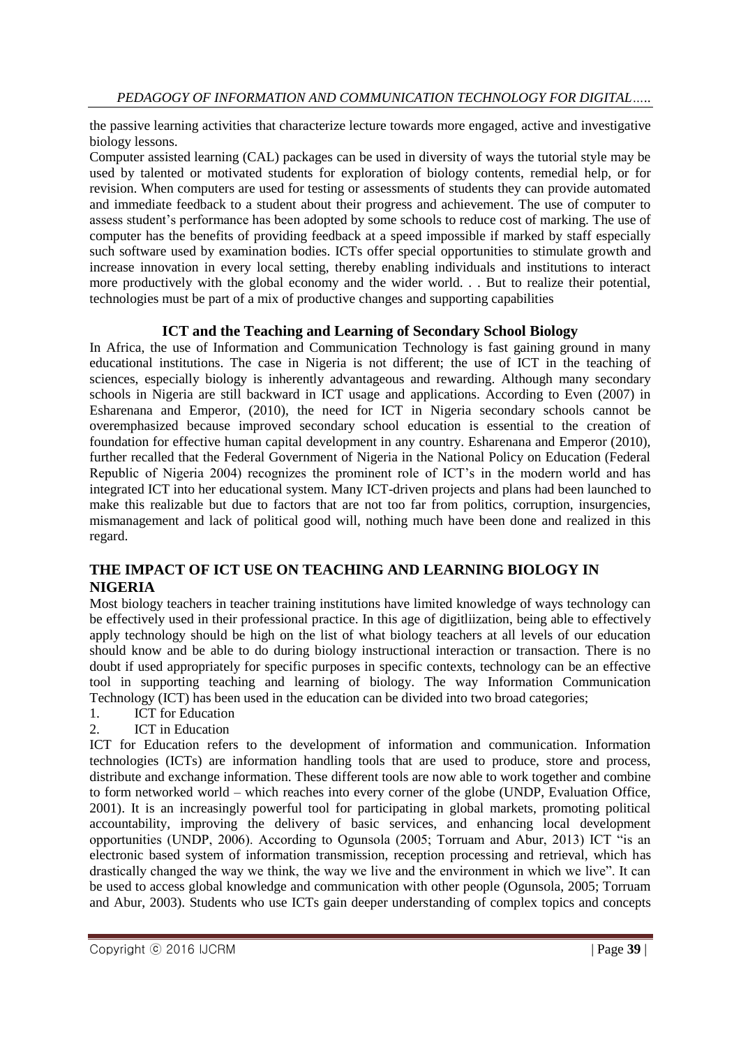the passive learning activities that characterize lecture towards more engaged, active and investigative biology lessons.

Computer assisted learning (CAL) packages can be used in diversity of ways the tutorial style may be used by talented or motivated students for exploration of biology contents, remedial help, or for revision. When computers are used for testing or assessments of students they can provide automated and immediate feedback to a student about their progress and achievement. The use of computer to assess student's performance has been adopted by some schools to reduce cost of marking. The use of computer has the benefits of providing feedback at a speed impossible if marked by staff especially such software used by examination bodies. ICTs offer special opportunities to stimulate growth and increase innovation in every local setting, thereby enabling individuals and institutions to interact more productively with the global economy and the wider world. . . But to realize their potential, technologies must be part of a mix of productive changes and supporting capabilities

### ICT and the Teaching and Learning of Secondary School Biology

In Africa, the use of Information and Communication Technology is fast gaining ground in many educational institutions. The case in Nigeria is not different; the use of ICT in the teaching of sciences, especially biology is inherently advantageous and rewarding. Although many secondary schools in Nigeria are still backward in ICT usage and applications. According to Even (2007) in Esharenana and Emperor, (2010), the need for ICT in Nigeria secondary schools cannot be overemphasized because improved secondary school education is essential to the creation of foundation for effective human capital development in any country. Esharenana and Emperor (2010), further recalled that the Federal Government of Nigeria in the National Policy on Education (Federal Republic of Nigeria 2004) recognizes the prominent role of ICT's in the modern world and has integrated ICT into her educational system. Many ICT-driven projects and plans had been launched to make this realizable but due to factors that are not too far from politics, corruption, insurgencies, mismanagement and lack of political good will, nothing much have been done and realized in this regard.

## THE IMPACT OF ICT USE ON TEACHING AND LEARNING BIOLOGY IN NIGERIA

Most biology teachers in teacher training institutions have limited knowledge of ways technology can be effectively used in their professional practice. In this age of digitliization, being able to effectively apply technology should be high on the list of what biology teachers at all levels of our education should know and be able to do during biology instructional interaction or transaction. There is no doubt if used appropriately for specific purposes in specific contexts, technology can be an effective tool in supporting teaching and learning of biology. The way Information Communication Technology (ICT) has been used in the education can be divided into two broad categories;

1. ICT for Education
2. ICT in Education

ICT for Education refers to the development of information and communication. Information technologies (ICTs) are information handling tools that are used to produce, store and process, distribute and exchange information. These different tools are now able to work together and combine to form networked world – which reaches into every corner of the globe (UNDP, Evaluation Office, 2001). It is an increasingly powerful tool for participating in global markets, promoting political accountability, improving the delivery of basic services, and enhancing local development opportunities (UNDP, 2006). According to Ogunsola (2005; Torruam and Abur, 2013) ICT "is an electronic based system of information transmission, reception processing and retrieval, which has drastically changed the way we think, the way we live and the environment in which we live". It can be used to access global knowledge and communication with other people (Ogunsola, 2005; Torruam and Abur, 2003). Students who use ICTs gain deeper understanding of complex topics and concepts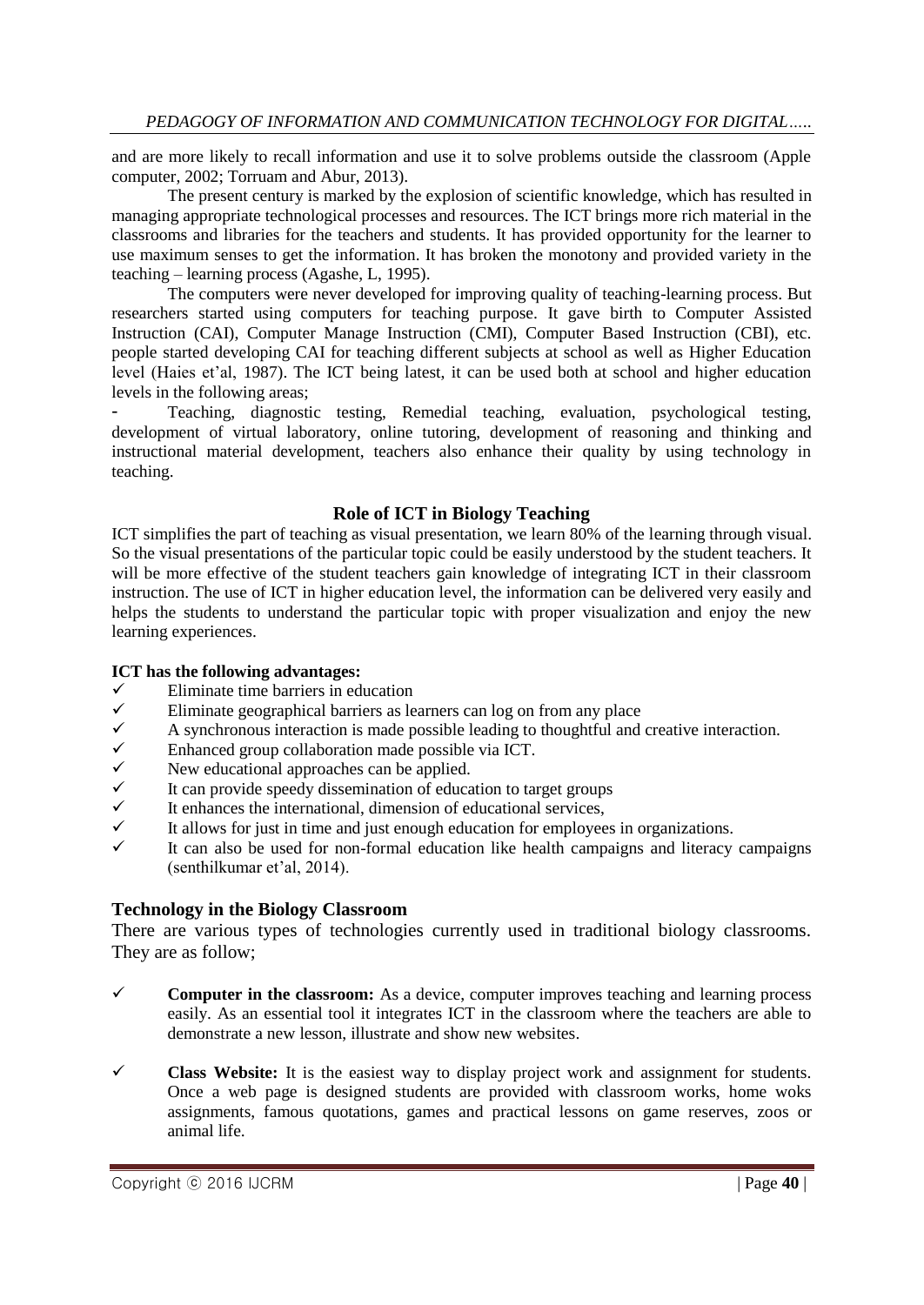and are more likely to recall information and use it to solve problems outside the classroom (Apple computer, 2002; Torruam and Abur, 2013).

The present century is marked by the explosion of scientific knowledge, which has resulted in managing appropriate technological processes and resources. The ICT brings more rich material in the classrooms and libraries for the teachers and students. It has provided opportunity for the learner to use maximum senses to get the information. It has broken the monotony and provided variety in the teaching – learning process (Agashe, L, 1995).

The computers were never developed for improving quality of teaching-learning process. But researchers started using computers for teaching purpose. It gave birth to Computer Assisted Instruction (CAI), Computer Manage Instruction (CMI), Computer Based Instruction (CBI), etc. people started developing CAI for teaching different subjects at school as well as Higher Education level (Haies et'al, 1987). The ICT being latest, it can be used both at school and higher education levels in the following areas;

- Teaching, diagnostic testing, Remedial teaching, evaluation, psychological testing, development of virtual laboratory, online tutoring, development of reasoning and thinking and instructional material development, teachers also enhance their quality by using technology in teaching.

## Role of ICT in Biology Teaching

ICT simplifies the part of teaching as visual presentation, we learn 80% of the learning through visual. So the visual presentations of the particular topic could be easily understood by the student teachers. It will be more effective of the student teachers gain knowledge of integrating ICT in their classroom instruction. The use of ICT in higher education level, the information can be delivered very easily and helps the students to understand the particular topic with proper visualization and enjoy the new learning experiences.

**ICT has the following advantages:**

- ✓ Eliminate time barriers in education
- ✓ Eliminate geographical barriers as learners can log on from any place
- ✓ A synchronous interaction is made possible leading to thoughtful and creative interaction.
- ✓ Enhanced group collaboration made possible via ICT.
- ✓ New educational approaches can be applied.
- ✓ It can provide speedy dissemination of education to target groups
- ✓ It enhances the international, dimension of educational services,
- ✓ It allows for just in time and just enough education for employees in organizations.
- ✓ It can also be used for non-formal education like health campaigns and literacy campaigns (senthilkumar et'al, 2014).

## Technology in the Biology Classroom

There are various types of technologies currently used in traditional biology classrooms. They are as follow;

- ✓ **Computer in the classroom:** As a device, computer improves teaching and learning process easily. As an essential tool it integrates ICT in the classroom where the teachers are able to demonstrate a new lesson, illustrate and show new websites.

- ✓ **Class Website:** It is the easiest way to display project work and assignment for students. Once a web page is designed students are provided with classroom works, home woks assignments, famous quotations, games and practical lessons on game reserves, zoos or animal life.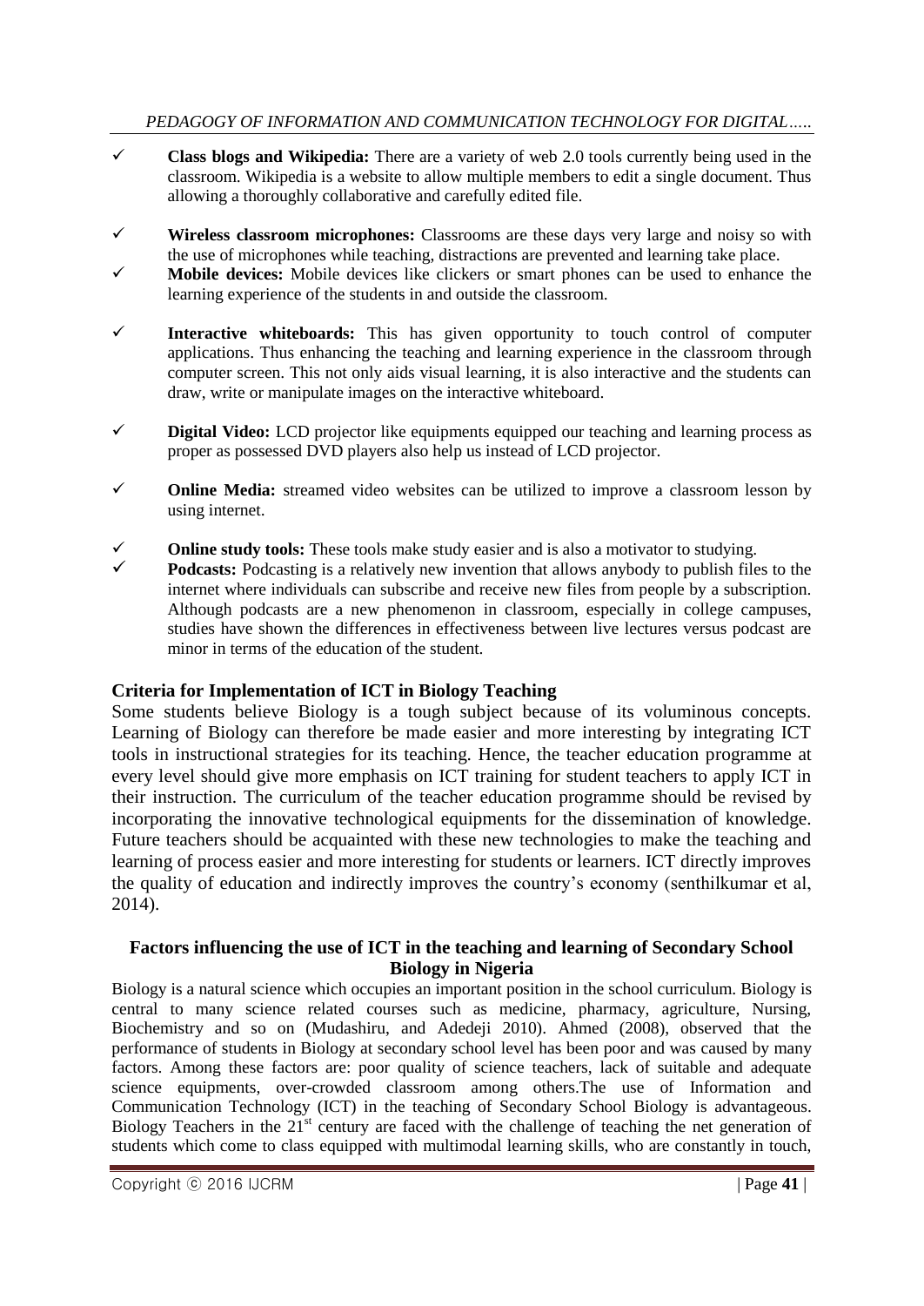- **Class blogs and Wikipedia:** There are a variety of web 2.0 tools currently being used in the classroom. Wikipedia is a website to allow multiple members to edit a single document. Thus allowing a thoroughly collaborative and carefully edited file.
- **Wireless classroom microphones:** Classrooms are these days very large and noisy so with the use of microphones while teaching, distractions are prevented and learning take place.
- **Mobile devices:** Mobile devices like clickers or smart phones can be used to enhance the learning experience of the students in and outside the classroom.
- **Interactive whiteboards:** This has given opportunity to touch control of computer applications. Thus enhancing the teaching and learning experience in the classroom through computer screen. This not only aids visual learning, it is also interactive and the students can draw, write or manipulate images on the interactive whiteboard.
- **Digital Video:** LCD projector like equipments equipped our teaching and learning process as proper as possessed DVD players also help us instead of LCD projector.
- **Online Media:** streamed video websites can be utilized to improve a classroom lesson by using internet.
- **Online study tools:** These tools make study easier and is also a motivator to studying.
- **Podcasts:** Podcasting is a relatively new invention that allows anybody to publish files to the internet where individuals can subscribe and receive new files from people by a subscription. Although podcasts are a new phenomenon in classroom, especially in college campuses, studies have shown the differences in effectiveness between live lectures versus podcast are minor in terms of the education of the student.

## Criteria for Implementation of ICT in Biology Teaching

Some students believe Biology is a tough subject because of its voluminous concepts. Learning of Biology can therefore be made easier and more interesting by integrating ICT tools in instructional strategies for its teaching. Hence, the teacher education programme at every level should give more emphasis on ICT training for student teachers to apply ICT in their instruction. The curriculum of the teacher education programme should be revised by incorporating the innovative technological equipments for the dissemination of knowledge. Future teachers should be acquainted with these new technologies to make the teaching and learning of process easier and more interesting for students or learners. ICT directly improves the quality of education and indirectly improves the country's economy (senthilkumar et al, 2014).

## Factors influencing the use of ICT in the teaching and learning of Secondary School Biology in Nigeria

Biology is a natural science which occupies an important position in the school curriculum. Biology is central to many science related courses such as medicine, pharmacy, agriculture, Nursing, Biochemistry and so on (Mudashiru, and Adedeji 2010). Ahmed (2008), observed that the performance of students in Biology at secondary school level has been poor and was caused by many factors. Among these factors are: poor quality of science teachers, lack of suitable and adequate science equipments, over-crowded classroom among others.The use of Information and Communication Technology (ICT) in the teaching of Secondary School Biology is advantageous. Biology Teachers in the 21st century are faced with the challenge of teaching the net generation of students which come to class equipped with multimodal learning skills, who are constantly in touch,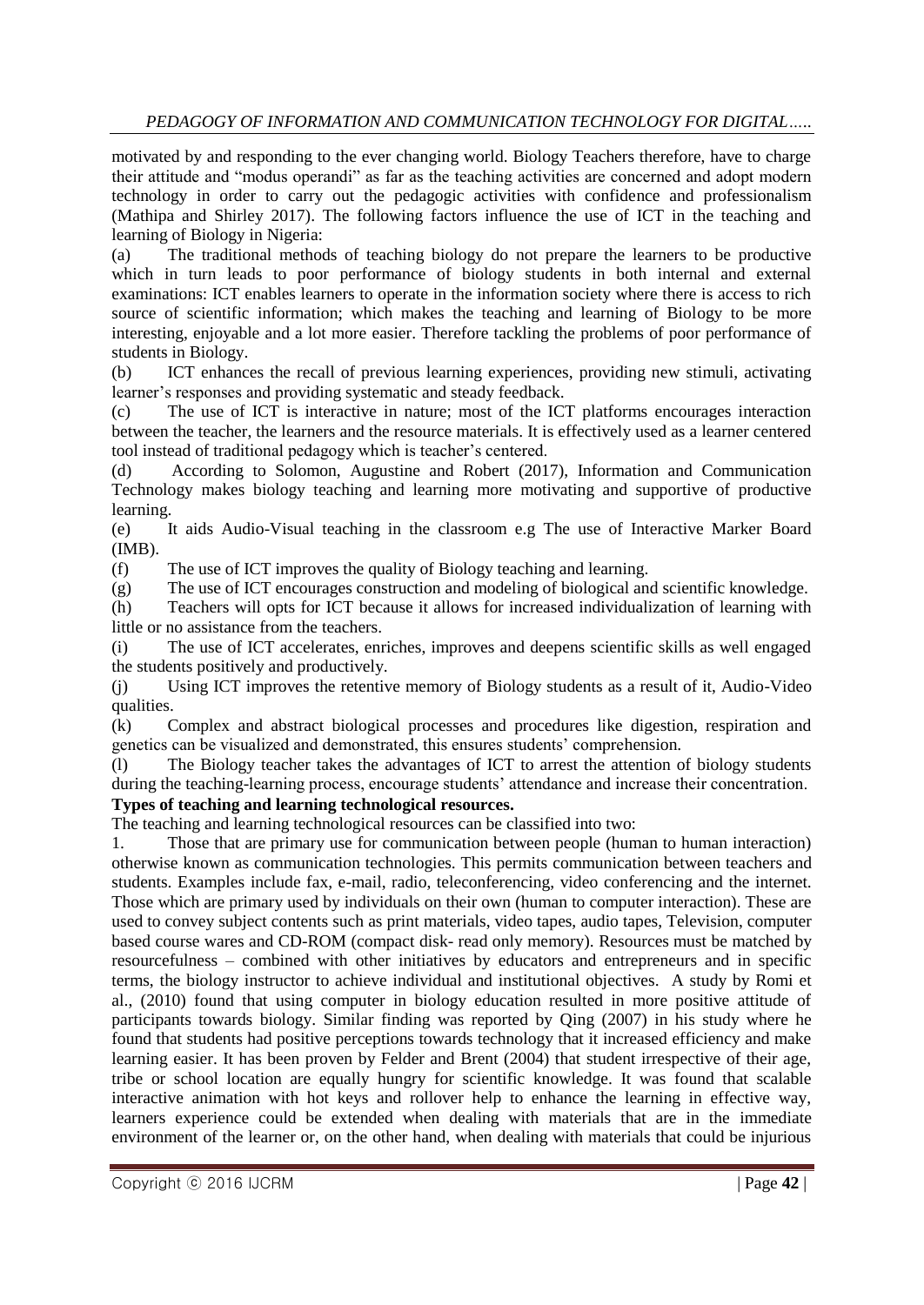motivated by and responding to the ever changing world. Biology Teachers therefore, have to charge their attitude and "modus operandi" as far as the teaching activities are concerned and adopt modern technology in order to carry out the pedagogic activities with confidence and professionalism (Mathipa and Shirley 2017). The following factors influence the use of ICT in the teaching and learning of Biology in Nigeria:

(a) The traditional methods of teaching biology do not prepare the learners to be productive which in turn leads to poor performance of biology students in both internal and external examinations: ICT enables learners to operate in the information society where there is access to rich source of scientific information; which makes the teaching and learning of Biology to be more interesting, enjoyable and a lot more easier. Therefore tackling the problems of poor performance of students in Biology.

(b) ICT enhances the recall of previous learning experiences, providing new stimuli, activating learner's responses and providing systematic and steady feedback.

(c) The use of ICT is interactive in nature; most of the ICT platforms encourages interaction between the teacher, the learners and the resource materials. It is effectively used as a learner centered tool instead of traditional pedagogy which is teacher's centered.

(d) According to Solomon, Augustine and Robert (2017), Information and Communication Technology makes biology teaching and learning more motivating and supportive of productive learning.

(e) It aids Audio-Visual teaching in the classroom e.g The use of Interactive Marker Board (IMB).

(f) The use of ICT improves the quality of Biology teaching and learning.

(g) The use of ICT encourages construction and modeling of biological and scientific knowledge.

(h) Teachers will opts for ICT because it allows for increased individualization of learning with little or no assistance from the teachers.

(i) The use of ICT accelerates, enriches, improves and deepens scientific skills as well engaged the students positively and productively.

(j) Using ICT improves the retentive memory of Biology students as a result of it, Audio-Video qualities.

(k) Complex and abstract biological processes and procedures like digestion, respiration and genetics can be visualized and demonstrated, this ensures students' comprehension.

(l) The Biology teacher takes the advantages of ICT to arrest the attention of biology students during the teaching-learning process, encourage students' attendance and increase their concentration.

**Types of teaching and learning technological resources.**

The teaching and learning technological resources can be classified into two:

1. Those that are primary use for communication between people (human to human interaction) otherwise known as communication technologies. This permits communication between teachers and students. Examples include fax, e-mail, radio, teleconferencing, video conferencing and the internet. Those which are primary used by individuals on their own (human to computer interaction). These are used to convey subject contents such as print materials, video tapes, audio tapes, Television, computer based course wares and CD-ROM (compact disk- read only memory). Resources must be matched by resourcefulness – combined with other initiatives by educators and entrepreneurs and in specific terms, the biology instructor to achieve individual and institutional objectives. A study by Romi et al., (2010) found that using computer in biology education resulted in more positive attitude of participants towards biology. Similar finding was reported by Qing (2007) in his study where he found that students had positive perceptions towards technology that it increased efficiency and make learning easier. It has been proven by Felder and Brent (2004) that student irrespective of their age, tribe or school location are equally hungry for scientific knowledge. It was found that scalable interactive animation with hot keys and rollover help to enhance the learning in effective way, learners experience could be extended when dealing with materials that are in the immediate environment of the learner or, on the other hand, when dealing with materials that could be injurious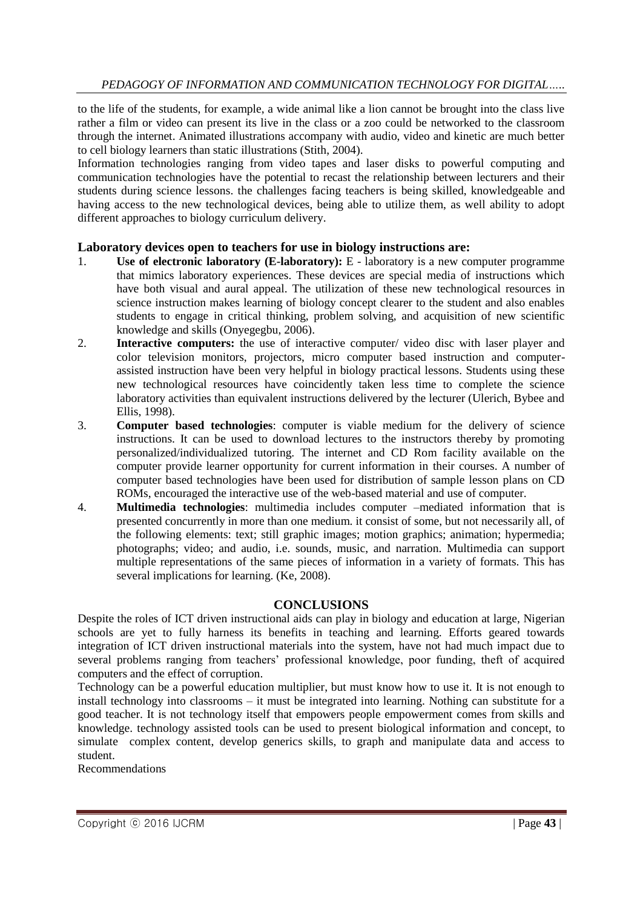to the life of the students, for example, a wide animal like a lion cannot be brought into the class live rather a film or video can present its live in the class or a zoo could be networked to the classroom through the internet. Animated illustrations accompany with audio, video and kinetic are much better to cell biology learners than static illustrations (Stith, 2004).

Information technologies ranging from video tapes and laser disks to powerful computing and communication technologies have the potential to recast the relationship between lecturers and their students during science lessons. the challenges facing teachers is being skilled, knowledgeable and having access to the new technological devices, being able to utilize them, as well ability to adopt different approaches to biology curriculum delivery.

## Laboratory devices open to teachers for use in biology instructions are:

1. **Use of electronic laboratory (E-laboratory):** E - laboratory is a new computer programme that mimics laboratory experiences. These devices are special media of instructions which have both visual and aural appeal. The utilization of these new technological resources in science instruction makes learning of biology concept clearer to the student and also enables students to engage in critical thinking, problem solving, and acquisition of new scientific knowledge and skills (Onyegegbu, 2006).
2. **Interactive computers:** the use of interactive computer/ video disc with laser player and color television monitors, projectors, micro computer based instruction and computer-assisted instruction have been very helpful in biology practical lessons. Students using these new technological resources have coincidently taken less time to complete the science laboratory activities than equivalent instructions delivered by the lecturer (Ulerich, Bybee and Ellis, 1998).
3. **Computer based technologies**: computer is viable medium for the delivery of science instructions. It can be used to download lectures to the instructors thereby by promoting personalized/individualized tutoring. The internet and CD Rom facility available on the computer provide learner opportunity for current information in their courses. A number of computer based technologies have been used for distribution of sample lesson plans on CD ROMs, encouraged the interactive use of the web-based material and use of computer.
4. **Multimedia technologies**: multimedia includes computer –mediated information that is presented concurrently in more than one medium. it consist of some, but not necessarily all, of the following elements: text; still graphic images; motion graphics; animation; hypermedia; photographs; video; and audio, i.e. sounds, music, and narration. Multimedia can support multiple representations of the same pieces of information in a variety of formats. This has several implications for learning. (Ke, 2008).

## CONCLUSIONS

Despite the roles of ICT driven instructional aids can play in biology and education at large, Nigerian schools are yet to fully harness its benefits in teaching and learning. Efforts geared towards integration of ICT driven instructional materials into the system, have not had much impact due to several problems ranging from teachers' professional knowledge, poor funding, theft of acquired computers and the effect of corruption.

Technology can be a powerful education multiplier, but must know how to use it. It is not enough to install technology into classrooms – it must be integrated into learning. Nothing can substitute for a good teacher. It is not technology itself that empowers people empowerment comes from skills and knowledge. technology assisted tools can be used to present biological information and concept, to simulate complex content, develop generics skills, to graph and manipulate data and access to student.

Recommendations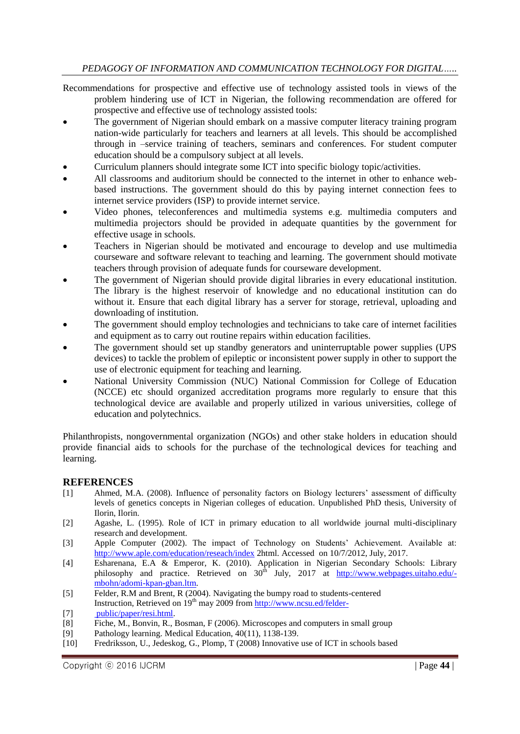Recommendations for prospective and effective use of technology assisted tools in views of the problem hindering use of ICT in Nigerian, the following recommendation are offered for prospective and effective use of technology assisted tools:

- The government of Nigerian should embark on a massive computer literacy training program nation-wide particularly for teachers and learners at all levels. This should be accomplished through in –service training of teachers, seminars and conferences. For student computer education should be a compulsory subject at all levels.
- Curriculum planners should integrate some ICT into specific biology topic/activities.
- All classrooms and auditorium should be connected to the internet in other to enhance web-based instructions. The government should do this by paying internet connection fees to internet service providers (ISP) to provide internet service.
- Video phones, teleconferences and multimedia systems e.g. multimedia computers and multimedia projectors should be provided in adequate quantities by the government for effective usage in schools.
- Teachers in Nigerian should be motivated and encourage to develop and use multimedia courseware and software relevant to teaching and learning. The government should motivate teachers through provision of adequate funds for courseware development.
- The government of Nigerian should provide digital libraries in every educational institution. The library is the highest reservoir of knowledge and no educational institution can do without it. Ensure that each digital library has a server for storage, retrieval, uploading and downloading of institution.
- The government should employ technologies and technicians to take care of internet facilities and equipment as to carry out routine repairs within education facilities.
- The government should set up standby generators and uninterruptable power supplies (UPS devices) to tackle the problem of epileptic or inconsistent power supply in other to support the use of electronic equipment for teaching and learning.
- National University Commission (NUC) National Commission for College of Education (NCCE) etc should organized accreditation programs more regularly to ensure that this technological device are available and properly utilized in various universities, college of education and polytechnics.

Philanthropists, nongovernmental organization (NGOs) and other stake holders in education should provide financial aids to schools for the purchase of the technological devices for teaching and learning.

## REFERENCES

[1] Ahmed, M.A. (2008). Influence of personality factors on Biology lecturers' assessment of difficulty levels of genetics concepts in Nigerian colleges of education. Unpublished PhD thesis, University of Ilorin, Ilorin.

[2] Agashe, L. (1995). Role of ICT in primary education to all worldwide journal multi-disciplinary research and development.

[3] Apple Computer (2002). The impact of Technology on Students' Achievement. Available at: http://www.aple.com/education/reseach/index 2html. Accessed on 10/7/2012, July, 2017.

[4] Esharenana, E.A & Emperor, K. (2010). Application in Nigerian Secondary Schools: Library philosophy and practice. Retrieved on 30th July, 2017 at http://www.webpages.uitaho.edu/-mbohn/adomi-kpan-gban.ltm.

[5] Felder, R.M and Brent, R (2004). Navigating the bumpy road to students-centered Instruction, Retrieved on 19th may 2009 from http://www.ncsu.ed/felder-

[7] public/paper/resi.html.

[8] Fiche, M., Bonvin, R., Bosman, F (2006). Microscopes and computers in small group

[9] Pathology learning. Medical Education, 40(11), 1138-139.

[10] Fredriksson, U., Jedeskog, G., Plomp, T (2008) Innovative use of ICT in schools based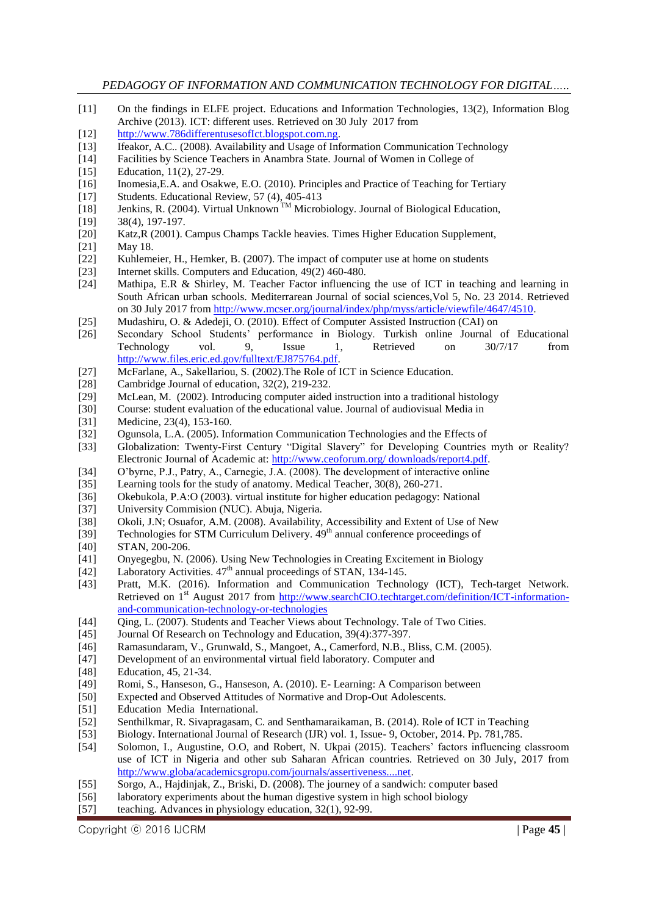[11] On the findings in ELFE project. Educations and Information Technologies, 13(2), Information Blog Archive (2013). ICT: different uses. Retrieved on 30 July 2017 from

[12] http://www.786differentusesofIct.blogspot.com.ng.

[13] Ifeakor, A.C.. (2008). Availability and Usage of Information Communication Technology

[14] Facilities by Science Teachers in Anambra State. Journal of Women in College of

[15] Education, 11(2), 27-29.

[16] Inomesia,E.A. and Osakwe, E.O. (2010). Principles and Practice of Teaching for Tertiary

[17] Students. Educational Review, 57 (4), 405-413

[18] Jenkins, R. (2004). Virtual Unknown ™ Microbiology. Journal of Biological Education,

[19] 38(4), 197-197.

[20] Katz,R (2001). Campus Champs Tackle heavies. Times Higher Education Supplement,

[21] May 18.

[22] Kuhlemeier, H., Hemker, B. (2007). The impact of computer use at home on students

[23] Internet skills. Computers and Education, 49(2) 460-480.

[24] Mathipa, E.R & Shirley, M. Teacher Factor influencing the use of ICT in teaching and learning in South African urban schools. Mediterrarean Journal of social sciences,Vol 5, No. 23 2014. Retrieved on 30 July 2017 from http://www.mcser.org/journal/index/php/myss/article/viewfile/4647/4510.

[25] Mudashiru, O. & Adedeji, O. (2010). Effect of Computer Assisted Instruction (CAI) on

[26] Secondary School Students' performance in Biology. Turkish online Journal of Educational Technology vol. 9, Issue 1, Retrieved on 30/7/17 from http://www.files.eric.ed.gov/fulltext/EJ875764.pdf.

[27] McFarlane, A., Sakellariou, S. (2002).The Role of ICT in Science Education.

[28] Cambridge Journal of education, 32(2), 219-232.

[29] McLean, M. (2002). Introducing computer aided instruction into a traditional histology

[30] Course: student evaluation of the educational value. Journal of audiovisual Media in

[31] Medicine, 23(4), 153-160.

[32] Ogunsola, L.A. (2005). Information Communication Technologies and the Effects of

[33] Globalization: Twenty-First Century "Digital Slavery" for Developing Countries myth or Reality? Electronic Journal of Academic at: http://www.ceoforum.org/ downloads/report4.pdf.

[34] O'byrne, P.J., Patry, A., Carnegie, J.A. (2008). The development of interactive online

[35] Learning tools for the study of anatomy. Medical Teacher, 30(8), 260-271.

[36] Okebukola, P.A:O (2003). virtual institute for higher education pedagogy: National

[37] University Commision (NUC). Abuja, Nigeria.

[38] Okoli, J.N; Osuafor, A.M. (2008). Availability, Accessibility and Extent of Use of New

[39] Technologies for STM Curriculum Delivery. 49th annual conference proceedings of

[40] STAN, 200-206.

[41] Onyegegbu, N. (2006). Using New Technologies in Creating Excitement in Biology

[42] Laboratory Activities. 47th annual proceedings of STAN, 134-145.

[43] Pratt, M.K. (2016). Information and Communication Technology (ICT), Tech-target Network. Retrieved on 1st August 2017 from http://www.searchCIO.techtarget.com/definition/ICT-information-and-communication-technology-or-technologies

[44] Qing, L. (2007). Students and Teacher Views about Technology. Tale of Two Cities.

[45] Journal Of Research on Technology and Education, 39(4):377-397.

[46] Ramasundaram, V., Grunwald, S., Mangoet, A., Camerford, N.B., Bliss, C.M. (2005).

[47] Development of an environmental virtual field laboratory. Computer and

[48] Education, 45, 21-34.

[49] Romi, S., Hanseson, G., Hanseson, A. (2010). E- Learning: A Comparison between

[50] Expected and Observed Attitudes of Normative and Drop-Out Adolescents.

[51] Education Media International.

[52] Senthilkmar, R. Sivapragasam, C. and Senthamaraikaman, B. (2014). Role of ICT in Teaching

[53] Biology. International Journal of Research (IJR) vol. 1, Issue- 9, October, 2014. Pp. 781,785.

[54] Solomon, I., Augustine, O.O, and Robert, N. Ukpai (2015). Teachers' factors influencing classroom use of ICT in Nigeria and other sub Saharan African countries. Retrieved on 30 July, 2017 from http://www.globa/academicsgropu.com/journals/assertiveness....net.

[55] Sorgo, A., Hajdinjak, Z., Briski, D. (2008). The journey of a sandwich: computer based

[56] laboratory experiments about the human digestive system in high school biology

[57] teaching. Advances in physiology education, 32(1), 92-99.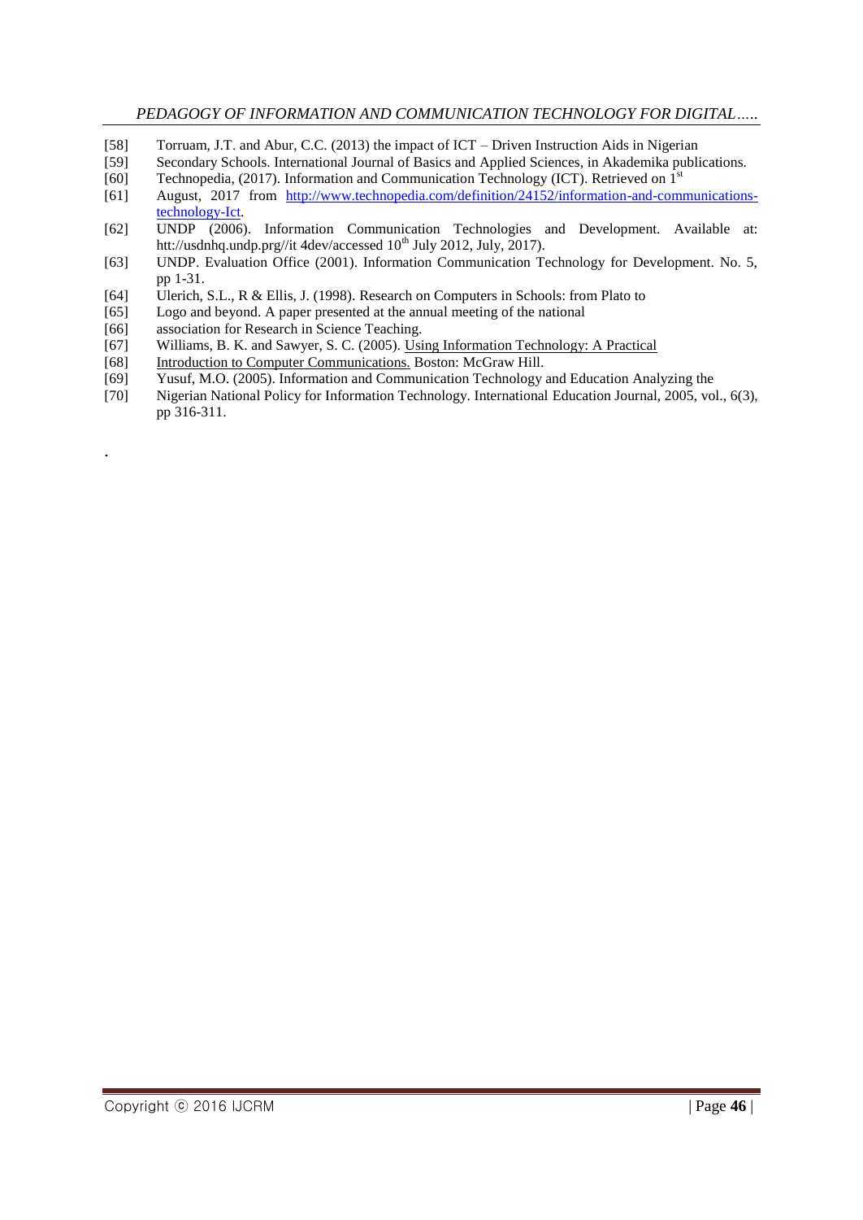[58] Torruam, J.T. and Abur, C.C. (2013) the impact of ICT – Driven Instruction Aids in Nigerian

[59] Secondary Schools. International Journal of Basics and Applied Sciences, in Akademika publications.

[60] Technopedia, (2017). Information and Communication Technology (ICT). Retrieved on 1st

[61] August, 2017 from http://www.technopedia.com/definition/24152/information-and-communications-technology-Ict.

[62] UNDP (2006). Information Communication Technologies and Development. Available at: htt://usdnhq.undp.prg//it 4dev/accessed 10th July 2012, July, 2017).

[63] UNDP. Evaluation Office (2001). Information Communication Technology for Development. No. 5, pp 1-31.

[64] Ulerich, S.L., R & Ellis, J. (1998). Research on Computers in Schools: from Plato to

[65] Logo and beyond. A paper presented at the annual meeting of the national

[66] association for Research in Science Teaching.

[67] Williams, B. K. and Sawyer, S. C. (2005). Using Information Technology: A Practical

[68] Introduction to Computer Communications. Boston: McGraw Hill.

[69] Yusuf, M.O. (2005). Information and Communication Technology and Education Analyzing the

[70] Nigerian National Policy for Information Technology. International Education Journal, 2005, vol., 6(3), pp 316-311.

.